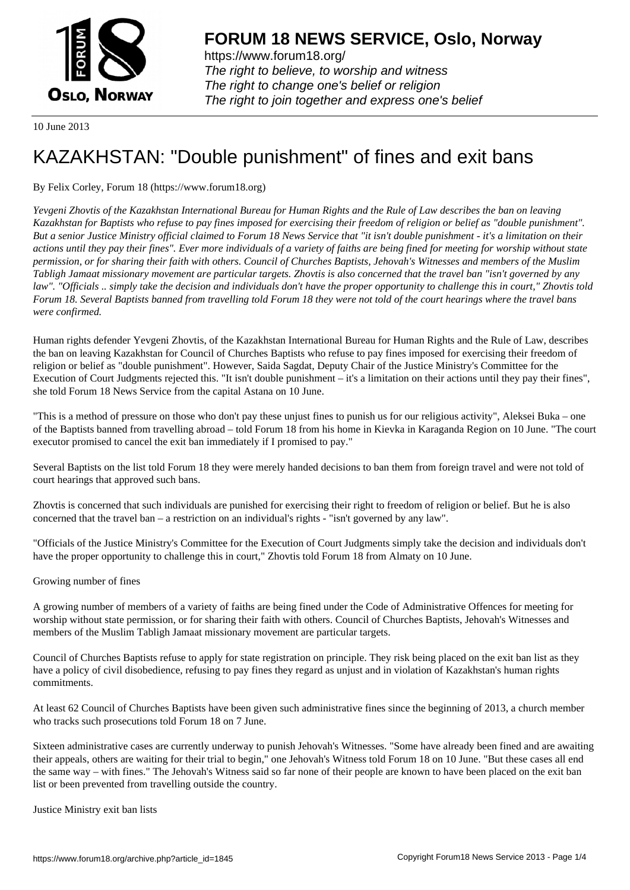# FORUM 18 NEWS SERVICE, Oslo, Norway

https://www.forum18.org/
*The right to believe, to worship and witness*
*The right to change one's belief or religion*
*The right to join together and express one's belief*

10 June 2013

# KAZAKHSTAN: "Double punishment" of fines and exit bans

By Felix Corley, Forum 18 (https://www.forum18.org)

*Yevgeni Zhovtis of the Kazakhstan International Bureau for Human Rights and the Rule of Law describes the ban on leaving Kazakhstan for Baptists who refuse to pay fines imposed for exercising their freedom of religion or belief as "double punishment". But a senior Justice Ministry official claimed to Forum 18 News Service that "it isn't double punishment - it's a limitation on their actions until they pay their fines". Ever more individuals of a variety of faiths are being fined for meeting for worship without state permission, or for sharing their faith with others. Council of Churches Baptists, Jehovah's Witnesses and members of the Muslim Tabligh Jamaat missionary movement are particular targets. Zhovtis is also concerned that the travel ban "isn't governed by any law". "Officials .. simply take the decision and individuals don't have the proper opportunity to challenge this in court," Zhovtis told Forum 18. Several Baptists banned from travelling told Forum 18 they were not told of the court hearings where the travel bans were confirmed.*

Human rights defender Yevgeni Zhovtis, of the Kazakhstan International Bureau for Human Rights and the Rule of Law, describes the ban on leaving Kazakhstan for Council of Churches Baptists who refuse to pay fines imposed for exercising their freedom of religion or belief as "double punishment". However, Saida Sagdat, Deputy Chair of the Justice Ministry's Committee for the Execution of Court Judgments rejected this. "It isn't double punishment – it's a limitation on their actions until they pay their fines", she told Forum 18 News Service from the capital Astana on 10 June.

"This is a method of pressure on those who don't pay these unjust fines to punish us for our religious activity", Aleksei Buka – one of the Baptists banned from travelling abroad – told Forum 18 from his home in Kievka in Karaganda Region on 10 June. "The court executor promised to cancel the exit ban immediately if I promised to pay."

Several Baptists on the list told Forum 18 they were merely handed decisions to ban them from foreign travel and were not told of court hearings that approved such bans.

Zhovtis is concerned that such individuals are punished for exercising their right to freedom of religion or belief. But he is also concerned that the travel ban – a restriction on an individual's rights - "isn't governed by any law".

"Officials of the Justice Ministry's Committee for the Execution of Court Judgments simply take the decision and individuals don't have the proper opportunity to challenge this in court," Zhovtis told Forum 18 from Almaty on 10 June.

## Growing number of fines

A growing number of members of a variety of faiths are being fined under the Code of Administrative Offences for meeting for worship without state permission, or for sharing their faith with others. Council of Churches Baptists, Jehovah's Witnesses and members of the Muslim Tabligh Jamaat missionary movement are particular targets.

Council of Churches Baptists refuse to apply for state registration on principle. They risk being placed on the exit ban list as they have a policy of civil disobedience, refusing to pay fines they regard as unjust and in violation of Kazakhstan's human rights commitments.

At least 62 Council of Churches Baptists have been given such administrative fines since the beginning of 2013, a church member who tracks such prosecutions told Forum 18 on 7 June.

Sixteen administrative cases are currently underway to punish Jehovah's Witnesses. "Some have already been fined and are awaiting their appeals, others are waiting for their trial to begin," one Jehovah's Witness told Forum 18 on 10 June. "But these cases all end the same way – with fines." The Jehovah's Witness said so far none of their people are known to have been placed on the exit ban list or been prevented from travelling outside the country.

## Justice Ministry exit ban lists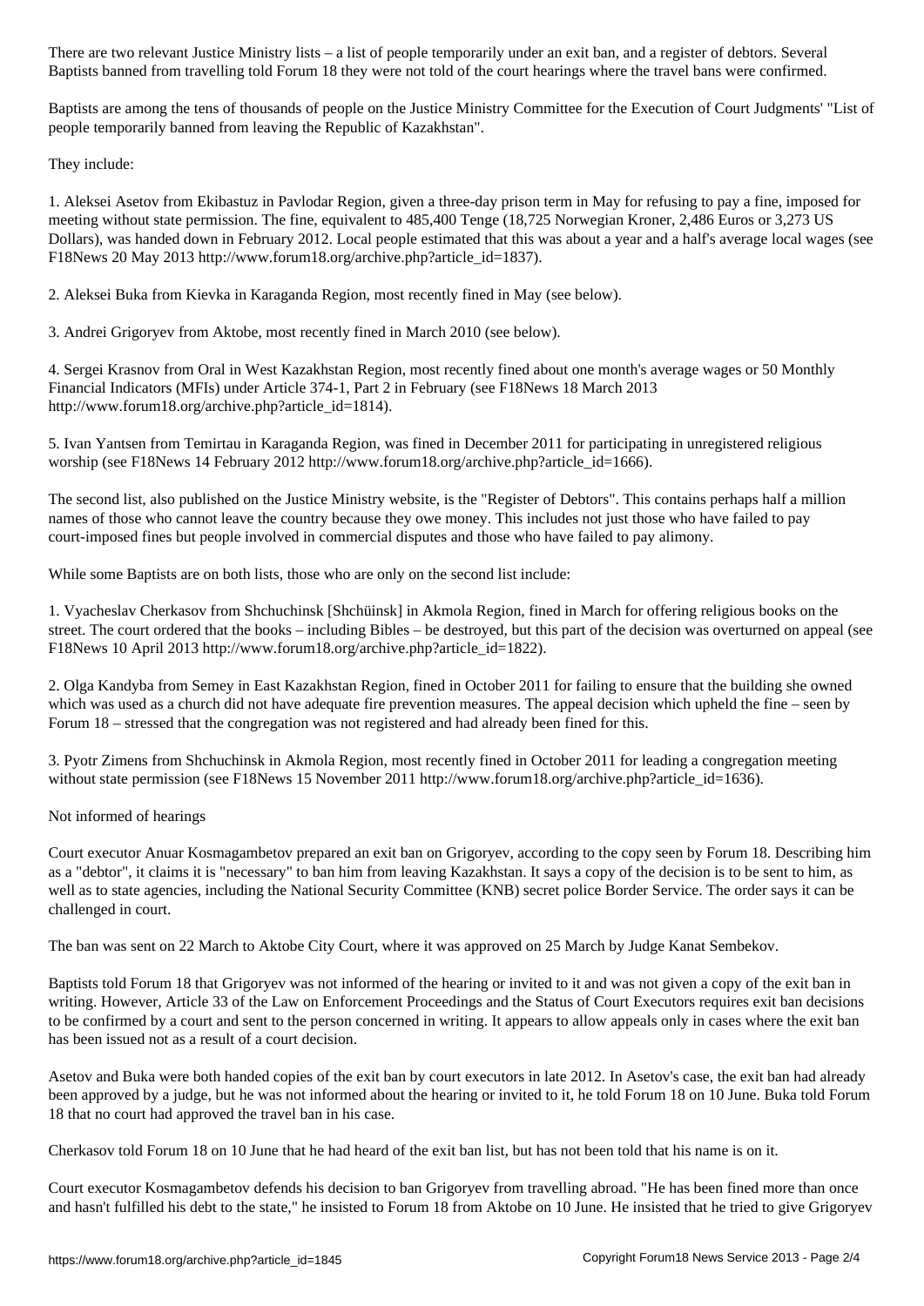There are two relevant Justice Ministry lists – a list of people temporarily under an exit ban, and a register of debtors. Several Baptists banned from travelling told Forum 18 they were not told of the court hearings where the travel bans were confirmed.

Baptists are among the tens of thousands of people on the Justice Ministry Committee for the Execution of Court Judgments' "List of people temporarily banned from leaving the Republic of Kazakhstan".

They include:

1. Aleksei Asetov from Ekibastuz in Pavlodar Region, given a three-day prison term in May for refusing to pay a fine, imposed for meeting without state permission. The fine, equivalent to 485,400 Tenge (18,725 Norwegian Kroner, 2,486 Euros or 3,273 US Dollars), was handed down in February 2012. Local people estimated that this was about a year and a half's average local wages (see F18News 20 May 2013 http://www.forum18.org/archive.php?article_id=1837).

2. Aleksei Buka from Kievka in Karaganda Region, most recently fined in May (see below).

3. Andrei Grigoryev from Aktobe, most recently fined in March 2010 (see below).

4. Sergei Krasnov from Oral in West Kazakhstan Region, most recently fined about one month's average wages or 50 Monthly Financial Indicators (MFIs) under Article 374-1, Part 2 in February (see F18News 18 March 2013 http://www.forum18.org/archive.php?article_id=1814).

5. Ivan Yantsen from Temirtau in Karaganda Region, was fined in December 2011 for participating in unregistered religious worship (see F18News 14 February 2012 http://www.forum18.org/archive.php?article_id=1666).

The second list, also published on the Justice Ministry website, is the "Register of Debtors". This contains perhaps half a million names of those who cannot leave the country because they owe money. This includes not just those who have failed to pay court-imposed fines but people involved in commercial disputes and those who have failed to pay alimony.

While some Baptists are on both lists, those who are only on the second list include:

1. Vyacheslav Cherkasov from Shchuchinsk [Shchüinsk] in Akmola Region, fined in March for offering religious books on the street. The court ordered that the books – including Bibles – be destroyed, but this part of the decision was overturned on appeal (see F18News 10 April 2013 http://www.forum18.org/archive.php?article_id=1822).

2. Olga Kandyba from Semey in East Kazakhstan Region, fined in October 2011 for failing to ensure that the building she owned which was used as a church did not have adequate fire prevention measures. The appeal decision which upheld the fine – seen by Forum 18 – stressed that the congregation was not registered and had already been fined for this.

3. Pyotr Zimens from Shchuchinsk in Akmola Region, most recently fined in October 2011 for leading a congregation meeting without state permission (see F18News 15 November 2011 http://www.forum18.org/archive.php?article_id=1636).

## Not informed of hearings

Court executor Anuar Kosmagambetov prepared an exit ban on Grigoryev, according to the copy seen by Forum 18. Describing him as a "debtor", it claims it is "necessary" to ban him from leaving Kazakhstan. It says a copy of the decision is to be sent to him, as well as to state agencies, including the National Security Committee (KNB) secret police Border Service. The order says it can be challenged in court.

The ban was sent on 22 March to Aktobe City Court, where it was approved on 25 March by Judge Kanat Sembekov.

Baptists told Forum 18 that Grigoryev was not informed of the hearing or invited to it and was not given a copy of the exit ban in writing. However, Article 33 of the Law on Enforcement Proceedings and the Status of Court Executors requires exit ban decisions to be confirmed by a court and sent to the person concerned in writing. It appears to allow appeals only in cases where the exit ban has been issued not as a result of a court decision.

Asetov and Buka were both handed copies of the exit ban by court executors in late 2012. In Asetov's case, the exit ban had already been approved by a judge, but he was not informed about the hearing or invited to it, he told Forum 18 on 10 June. Buka told Forum 18 that no court had approved the travel ban in his case.

Cherkasov told Forum 18 on 10 June that he had heard of the exit ban list, but has not been told that his name is on it.

Court executor Kosmagambetov defends his decision to ban Grigoryev from travelling abroad. "He has been fined more than once and hasn't fulfilled his debt to the state," he insisted to Forum 18 from Aktobe on 10 June. He insisted that he tried to give Grigoryev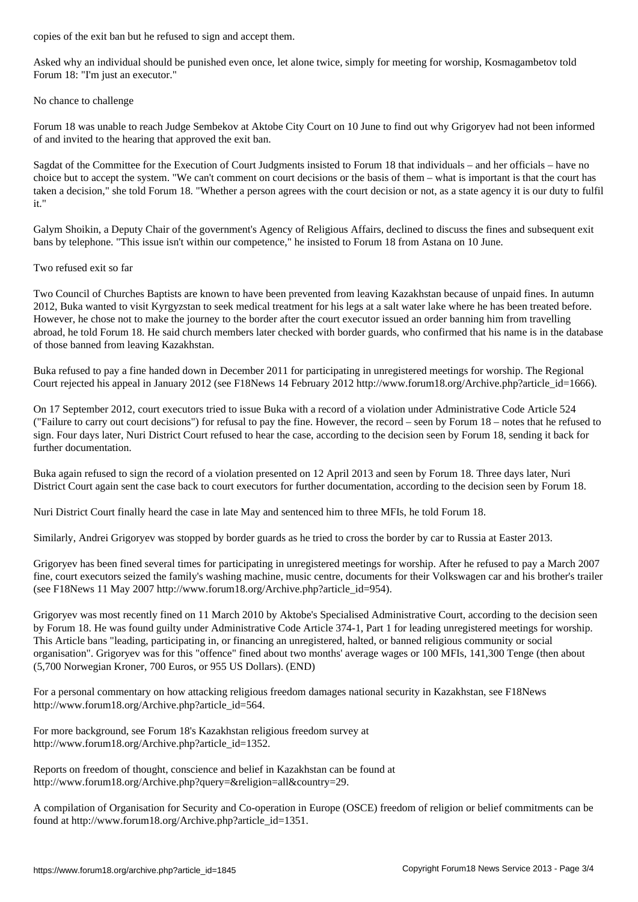copies of the exit ban but he refused to sign and accept them.

Asked why an individual should be punished even once, let alone twice, simply for meeting for worship, Kosmagambetov told Forum 18: "I'm just an executor."

## No chance to challenge

Forum 18 was unable to reach Judge Sembekov at Aktobe City Court on 10 June to find out why Grigoryev had not been informed of and invited to the hearing that approved the exit ban.

Sagdat of the Committee for the Execution of Court Judgments insisted to Forum 18 that individuals – and her officials – have no choice but to accept the system. "We can't comment on court decisions or the basis of them – what is important is that the court has taken a decision," she told Forum 18. "Whether a person agrees with the court decision or not, as a state agency it is our duty to fulfil it."

Galym Shoikin, a Deputy Chair of the government's Agency of Religious Affairs, declined to discuss the fines and subsequent exit bans by telephone. "This issue isn't within our competence," he insisted to Forum 18 from Astana on 10 June.

## Two refused exit so far

Two Council of Churches Baptists are known to have been prevented from leaving Kazakhstan because of unpaid fines. In autumn 2012, Buka wanted to visit Kyrgyzstan to seek medical treatment for his legs at a salt water lake where he has been treated before. However, he chose not to make the journey to the border after the court executor issued an order banning him from travelling abroad, he told Forum 18. He said church members later checked with border guards, who confirmed that his name is in the database of those banned from leaving Kazakhstan.

Buka refused to pay a fine handed down in December 2011 for participating in unregistered meetings for worship. The Regional Court rejected his appeal in January 2012 (see F18News 14 February 2012 http://www.forum18.org/Archive.php?article_id=1666).

On 17 September 2012, court executors tried to issue Buka with a record of a violation under Administrative Code Article 524 ("Failure to carry out court decisions") for refusal to pay the fine. However, the record – seen by Forum 18 – notes that he refused to sign. Four days later, Nuri District Court refused to hear the case, according to the decision seen by Forum 18, sending it back for further documentation.

Buka again refused to sign the record of a violation presented on 12 April 2013 and seen by Forum 18. Three days later, Nuri District Court again sent the case back to court executors for further documentation, according to the decision seen by Forum 18.

Nuri District Court finally heard the case in late May and sentenced him to three MFIs, he told Forum 18.

Similarly, Andrei Grigoryev was stopped by border guards as he tried to cross the border by car to Russia at Easter 2013.

Grigoryev has been fined several times for participating in unregistered meetings for worship. After he refused to pay a March 2007 fine, court executors seized the family's washing machine, music centre, documents for their Volkswagen car and his brother's trailer (see F18News 11 May 2007 http://www.forum18.org/Archive.php?article_id=954).

Grigoryev was most recently fined on 11 March 2010 by Aktobe's Specialised Administrative Court, according to the decision seen by Forum 18. He was found guilty under Administrative Code Article 374-1, Part 1 for leading unregistered meetings for worship. This Article bans "leading, participating in, or financing an unregistered, halted, or banned religious community or social organisation". Grigoryev was for this "offence" fined about two months' average wages or 100 MFIs, 141,300 Tenge (then about (5,700 Norwegian Kroner, 700 Euros, or 955 US Dollars). (END)

For a personal commentary on how attacking religious freedom damages national security in Kazakhstan, see F18News http://www.forum18.org/Archive.php?article_id=564.

For more background, see Forum 18's Kazakhstan religious freedom survey at http://www.forum18.org/Archive.php?article_id=1352.

Reports on freedom of thought, conscience and belief in Kazakhstan can be found at http://www.forum18.org/Archive.php?query=&religion=all&country=29.

A compilation of Organisation for Security and Co-operation in Europe (OSCE) freedom of religion or belief commitments can be found at http://www.forum18.org/Archive.php?article_id=1351.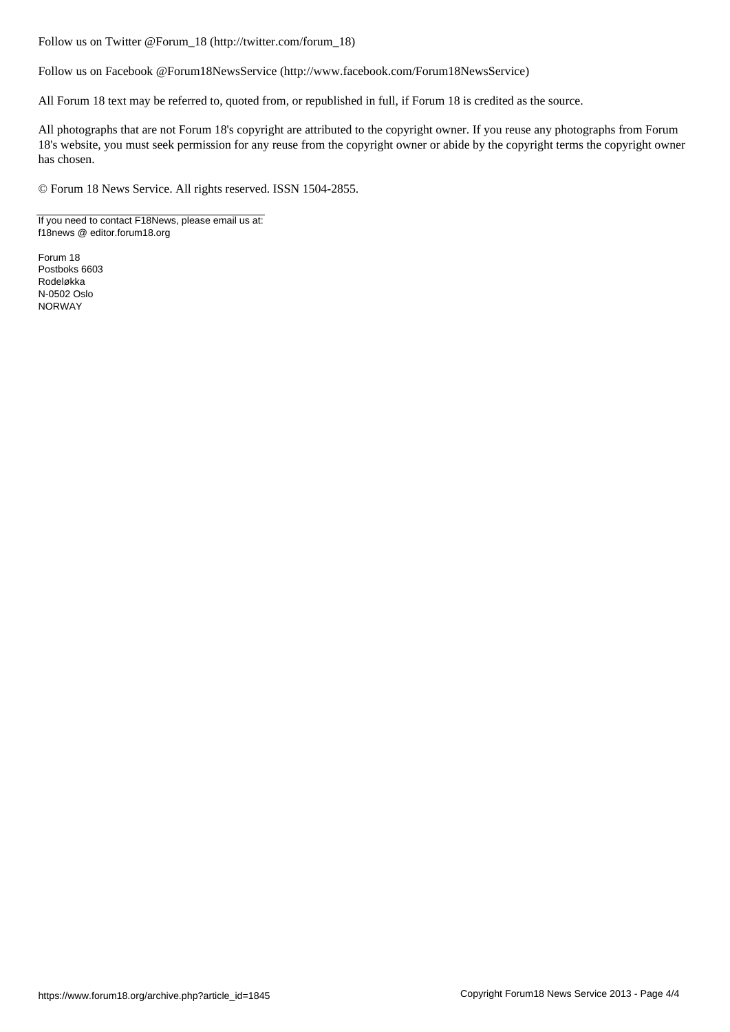Follow us on Twitter @Forum_18 (http://twitter.com/forum_18)

Follow us on Facebook @Forum18NewsService (http://www.facebook.com/Forum18NewsService)

All Forum 18 text may be referred to, quoted from, or republished in full, if Forum 18 is credited as the source.

All photographs that are not Forum 18's copyright are attributed to the copyright owner. If you reuse any photographs from Forum 18's website, you must seek permission for any reuse from the copyright owner or abide by the copyright terms the copyright owner has chosen.

© Forum 18 News Service. All rights reserved. ISSN 1504-2855.

---

If you need to contact F18News, please email us at:
f18news @ editor.forum18.org

Forum 18
Postboks 6603
Rodeløkka
N-0502 Oslo
NORWAY